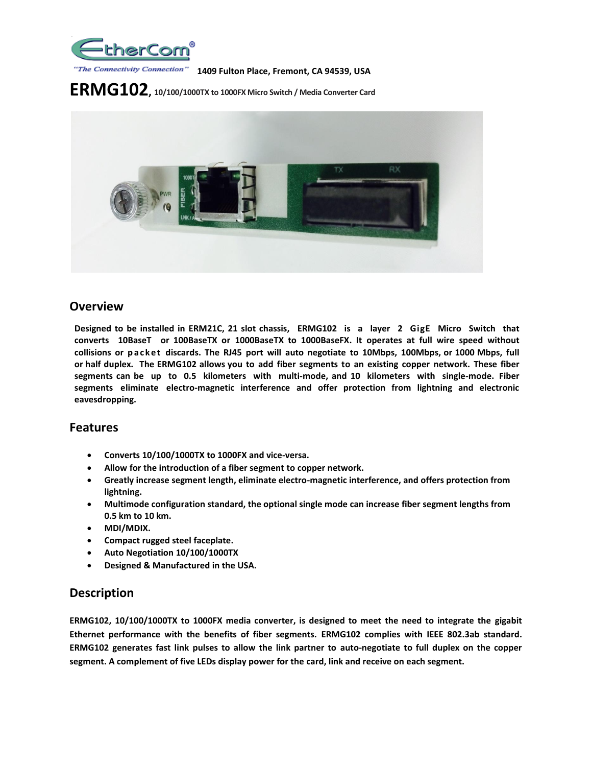"The Connectivity Connection" 1409 Fulton Place, Fremont, CA 94539, USA

# ERMG102, 10/100/1000TX to 1000FX Micro Switch / Media Converter Card

## Overview

**Designed to be installed in ERM21C, 21 slot chassis, ERMG102 is a layer 2 GigE Micro Switch that converts 10BaseT or 100BaseTX or 1000BaseTX to 1000BaseFX. It operates at full wire speed without collisions or packet discards. The RJ45 port will auto negotiate to 10Mbps, 100Mbps, or 1000 Mbps, full or half duplex. The ERMG102 allows you to add fiber segments to an existing copper network. These fiber segments can be up to 0.5 kilometers with multi-mode, and 10 kilometers with single-mode. Fiber segments eliminate electro-magnetic interference and offer protection from lightning and electronic eavesdropping.**

## Features

- **Converts 10/100/1000TX to 1000FX and vice-versa.**
- **Allow for the introduction of a fiber segment to copper network.**
- **Greatly increase segment length, eliminate electro-magnetic interference, and offers protection from lightning.**
- **Multimode configuration standard, the optional single mode can increase fiber segment lengths from 0.5 km to 10 km.**
- **MDI/MDIX.**
- **Compact rugged steel faceplate.**
- **Auto Negotiation 10/100/1000TX**
- **Designed & Manufactured in the USA.**

## Description

**ERMG102, 10/100/1000TX to 1000FX media converter, is designed to meet the need to integrate the gigabit Ethernet performance with the benefits of fiber segments. ERMG102 complies with IEEE 802.3ab standard. ERMG102 generates fast link pulses to allow the link partner to auto-negotiate to full duplex on the copper segment. A complement of five LEDs display power for the card, link and receive on each segment.**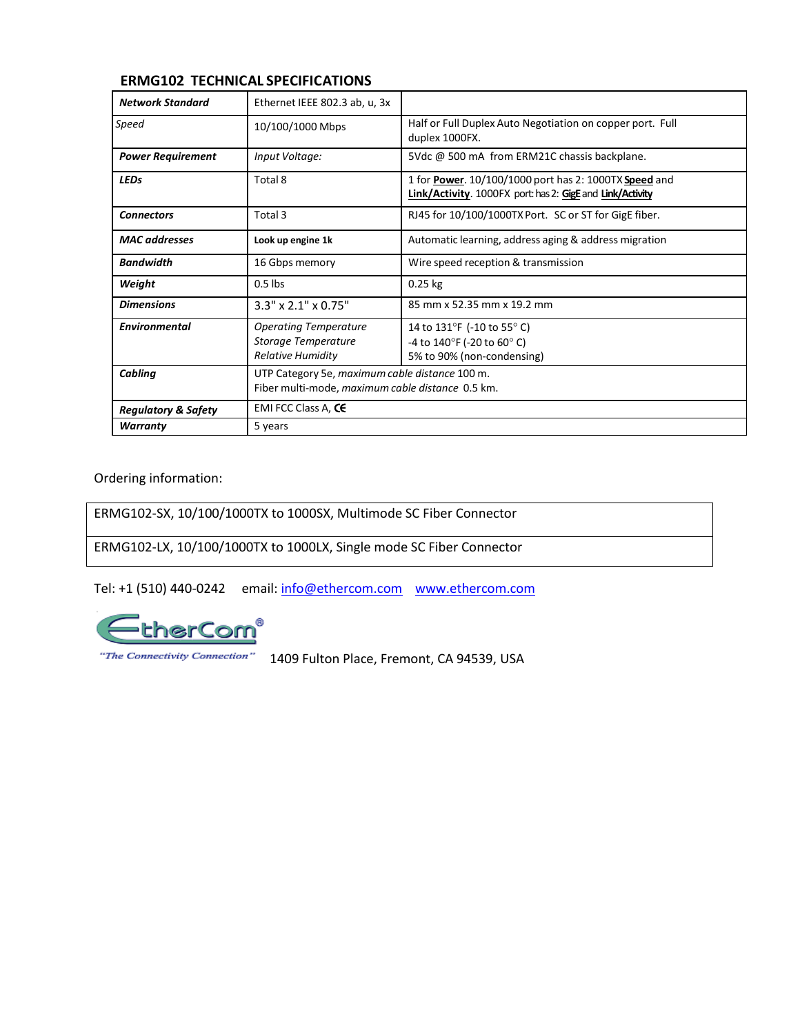## ERMG102 TECHNICAL SPECIFICATIONS

| | | |
|---|---|---|
| ***Network Standard*** | Ethernet IEEE 802.3 ab, u, 3x | |
| *Speed* | 10/100/1000 Mbps | Half or Full Duplex Auto Negotiation on copper port. Full duplex 1000FX. |
| ***Power Requirement*** | *Input Voltage:* | 5Vdc @ 500 mA from ERM21C chassis backplane. |
| ***LEDs*** | Total 8 | 1 for **Power**. 10/100/1000 port has 2: 1000TX **Speed** and **Link/Activity**. 1000FX port: has 2: **GigE** and **Link/Activity** |
| ***Connectors*** | Total 3 | RJ45 for 10/100/1000TX Port. SC or ST for GigE fiber. |
| ***MAC addresses*** | **Look up engine 1k** | Automatic learning, address aging & address migration |
| ***Bandwidth*** | 16 Gbps memory | Wire speed reception & transmission |
| ***Weight*** | 0.5 lbs | 0.25 kg |
| ***Dimensions*** | 3.3" x 2.1" x 0.75" | 85 mm x 52.35 mm x 19.2 mm |
| ***Environmental*** | *Operating Temperature*<br>*Storage Temperature*<br>*Relative Humidity* | 14 to 131°F (-10 to 55° C)<br>-4 to 140°F (-20 to 60° C)<br>5% to 90% (non-condensing) |
| ***Cabling*** | UTP Category 5e, *maximum cable distance* 100 m.<br>Fiber multi-mode, *maximum cable distance* 0.5 km. | |
| ***Regulatory & Safety*** | EMI FCC Class A, CE | |
| ***Warranty*** | 5 years | |

Ordering information:

| |
|---|
| ERMG102-SX, 10/100/1000TX to 1000SX, Multimode SC Fiber Connector |
| ERMG102-LX, 10/100/1000TX to 1000LX, Single mode SC Fiber Connector |

Tel: +1 (510) 440-0242 email: info@ethercom.com www.ethercom.com

EtherCom®

"The Connectivity Connection"

1409 Fulton Place, Fremont, CA 94539, USA